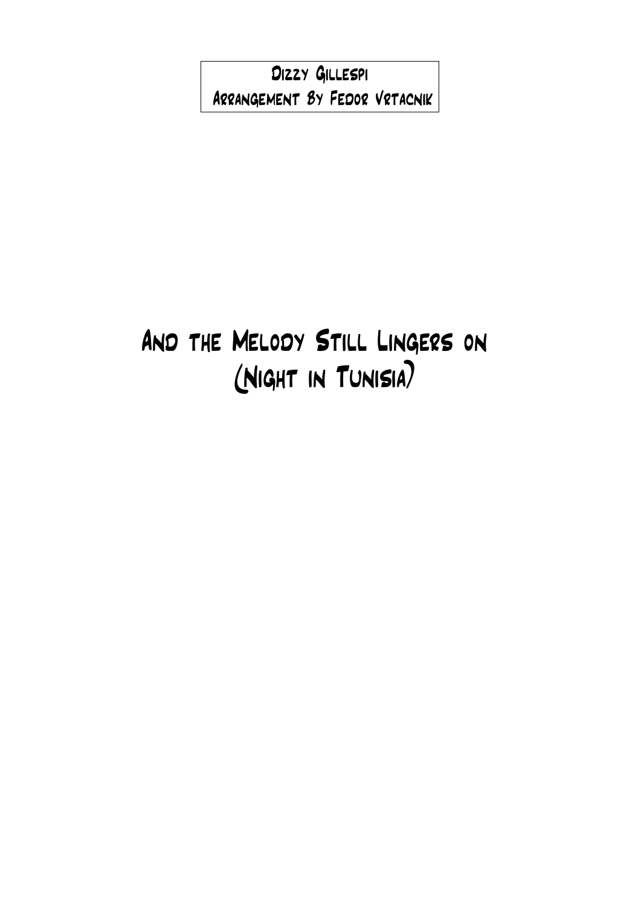Dizzy Gillespi

Arrangement By Fedor Vrtacnik

# And the Melody Still Lingers on (Night in Tunisia)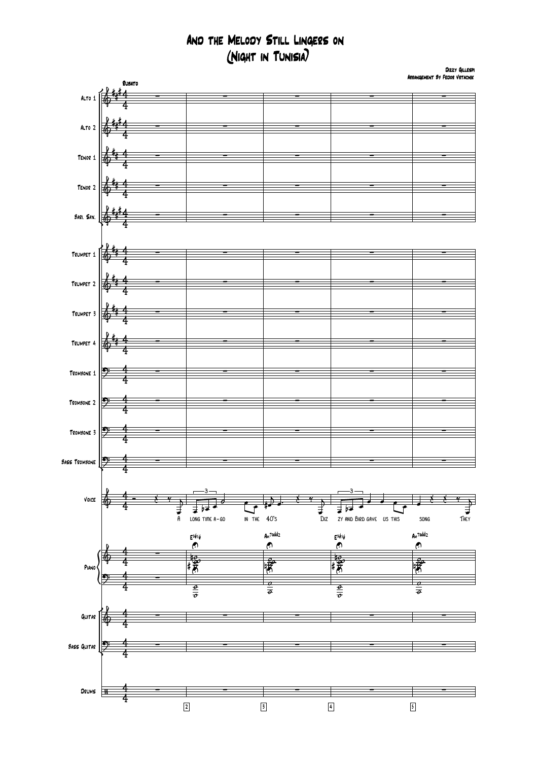# And the Melody Still Lingers on (Night in Tunisia)

Dizzy Gillespi
Arrangement By Fedor Vrtacnik

Rubato

Alto 1
Alto 2
Tenor 1
Tenor 2
Bari. Sax.
Trumpet 1
Trumpet 2
Trumpet 3
Trumpet 4
Trombone 1
Trombone 2
Trombone 3
Bass Trombone
Voice
Piano
Guitar
Bass Guitar
Drums

A long time a-go in the 40's Diz zy and Bird gave us this song They

E7#5#9 Am7add2 E7#5#9 Am7add2

2 3 4 5